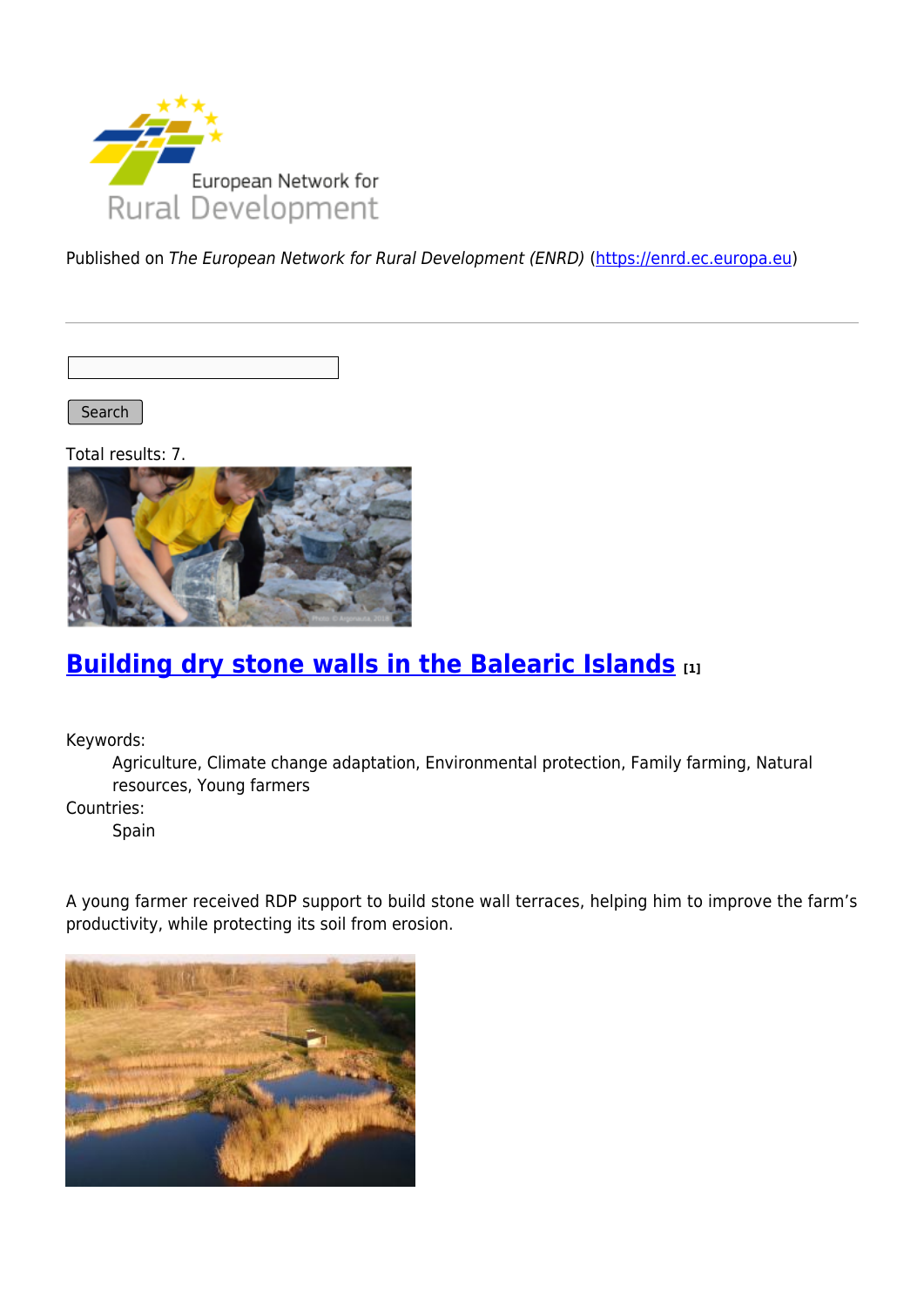European Network for Rural Development

Published on *The European Network for Rural Development (ENRD)* (https://enrd.ec.europa.eu)

Search

Total results: 7.

## Building dry stone walls in the Balearic Islands [1]

Keywords:
: Agriculture, Climate change adaptation, Environmental protection, Family farming, Natural resources, Young farmers

Countries:
: Spain

A young farmer received RDP support to build stone wall terraces, helping him to improve the farm's productivity, while protecting its soil from erosion.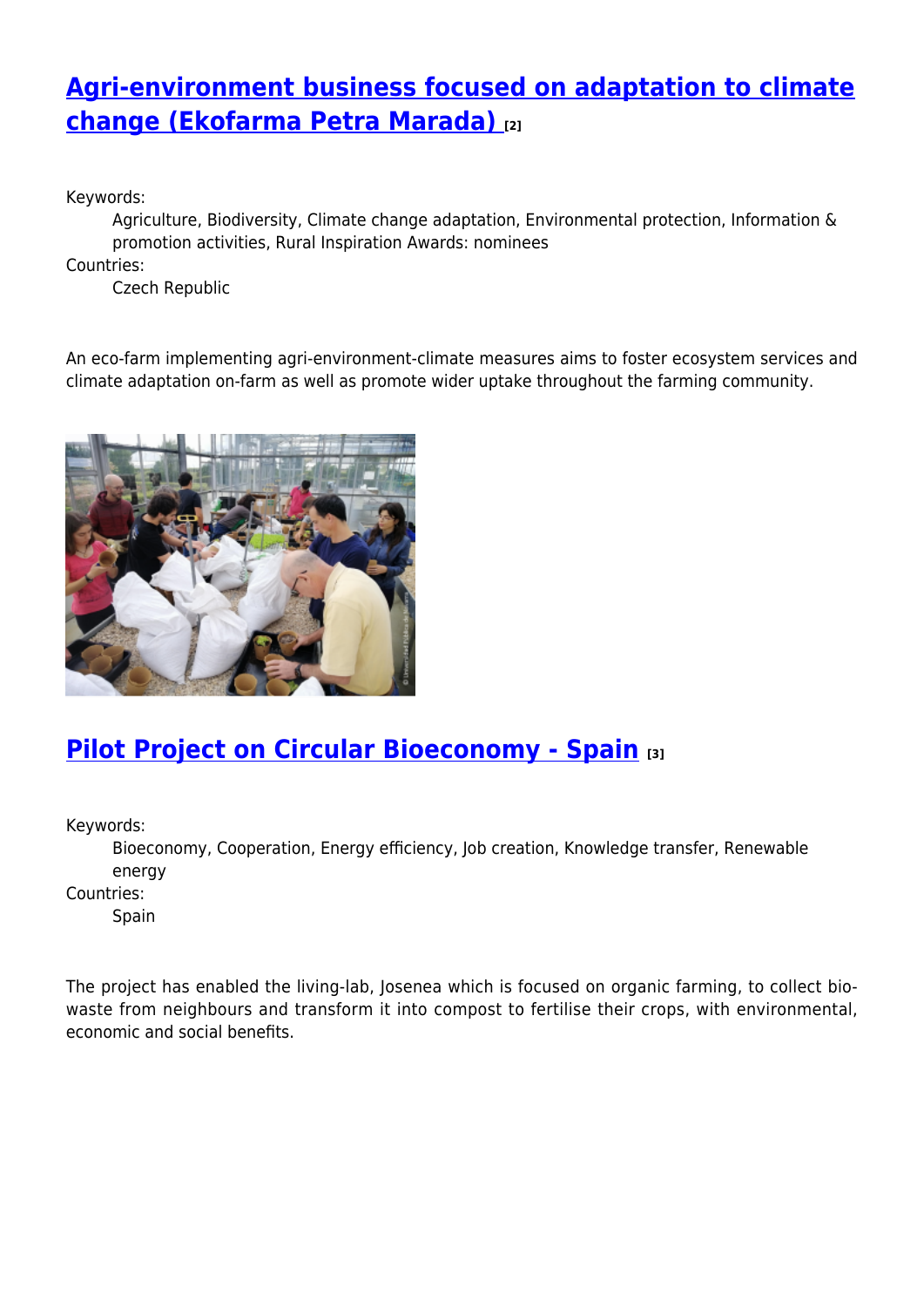## [Agri-environment business focused on adaptation to climate change (Ekofarma Petra Marada) [2]]

Keywords:
: Agriculture, Biodiversity, Climate change adaptation, Environmental protection, Information & promotion activities, Rural Inspiration Awards: nominees

Countries:
: Czech Republic

An eco-farm implementing agri-environment-climate measures aims to foster ecosystem services and climate adaptation on-farm as well as promote wider uptake throughout the farming community.

## [Pilot Project on Circular Bioeconomy - Spain [3]]

Keywords:
: Bioeconomy, Cooperation, Energy efficiency, Job creation, Knowledge transfer, Renewable energy

Countries:
: Spain

The project has enabled the living-lab, Josenea which is focused on organic farming, to collect bio-waste from neighbours and transform it into compost to fertilise their crops, with environmental, economic and social benefits.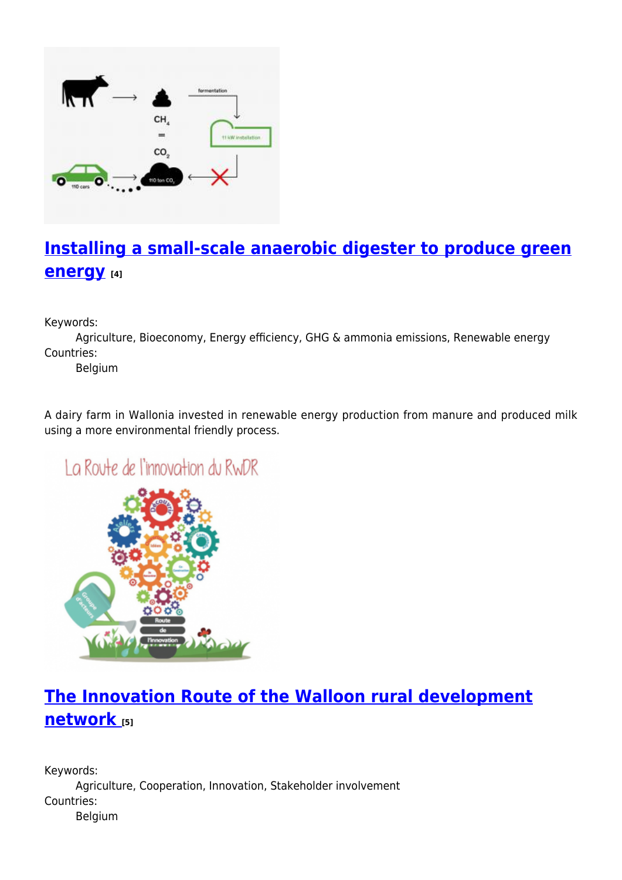## [Installing a small-scale anaerobic digester to produce green energy](#) [4]

Keywords:
: Agriculture, Bioeconomy, Energy efficiency, GHG & ammonia emissions, Renewable energy

Countries:
: Belgium

A dairy farm in Wallonia invested in renewable energy production from manure and produced milk using a more environmental friendly process.

## [The Innovation Route of the Walloon rural development network](#) [5]

Keywords:
: Agriculture, Cooperation, Innovation, Stakeholder involvement

Countries:
: Belgium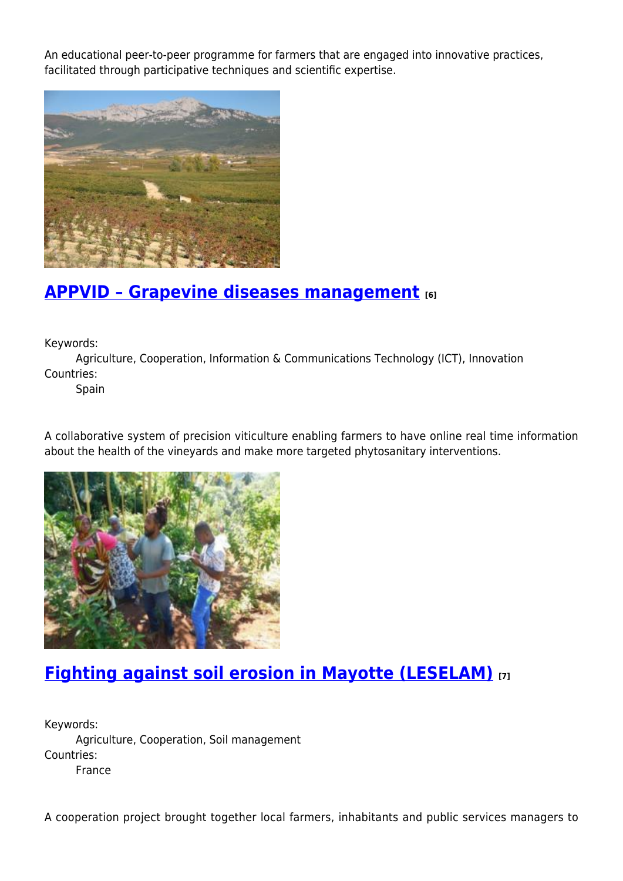An educational peer-to-peer programme for farmers that are engaged into innovative practices, facilitated through participative techniques and scientific expertise.

## APPVID – Grapevine diseases management [6]

Keywords:
 Agriculture, Cooperation, Information & Communications Technology (ICT), Innovation
Countries:
 Spain

A collaborative system of precision viticulture enabling farmers to have online real time information about the health of the vineyards and make more targeted phytosanitary interventions.

## Fighting against soil erosion in Mayotte (LESELAM) [7]

Keywords:
 Agriculture, Cooperation, Soil management
Countries:
 France

A cooperation project brought together local farmers, inhabitants and public services managers to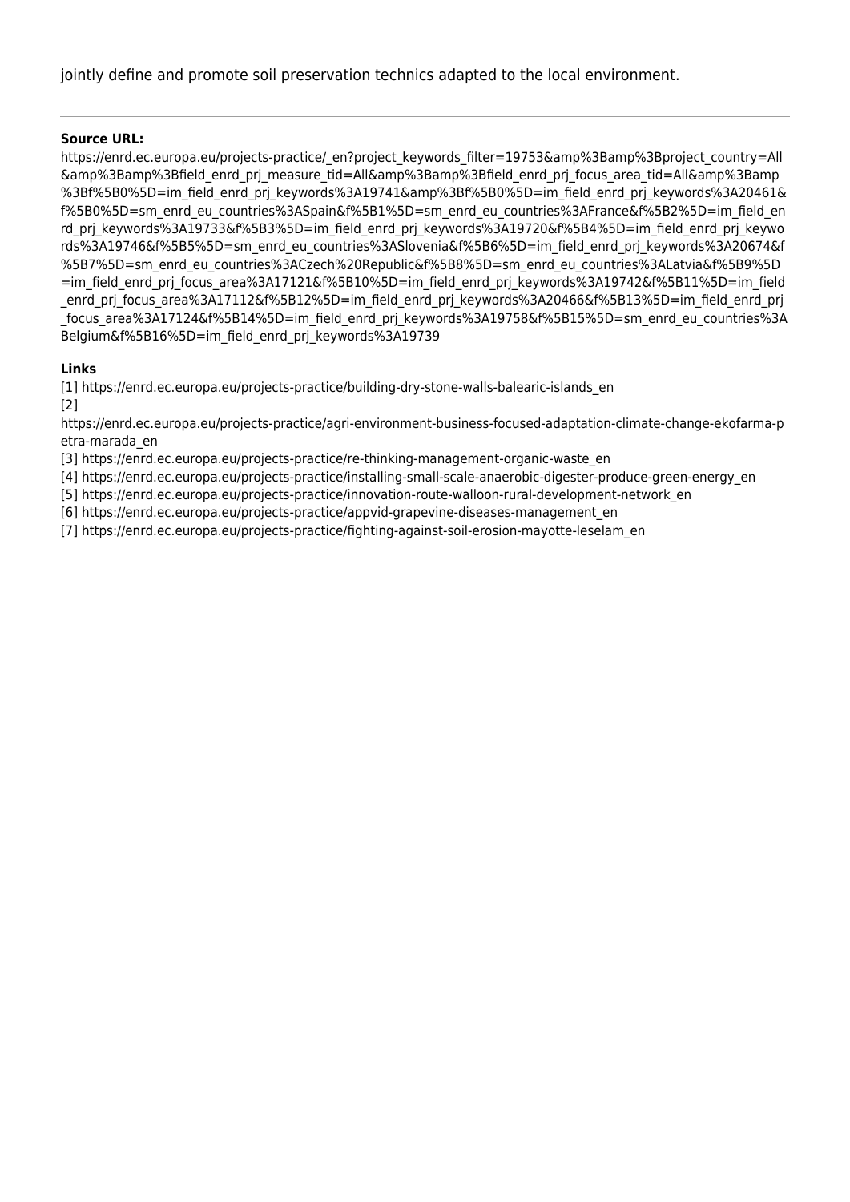jointly define and promote soil preservation technics adapted to the local environment.

---

**Source URL:**
https://enrd.ec.europa.eu/projects-practice/_en?project_keywords_filter=19753&amp%3Bamp%3Bproject_country=All&amp%3Bamp%3Bfield_enrd_prj_measure_tid=All&amp%3Bamp%3Bfield_enrd_prj_focus_area_tid=All&amp%3Bamp%3Bf%5B0%5D=im_field_enrd_prj_keywords%3A19741&amp%3Bf%5B0%5D=im_field_enrd_prj_keywords%3A20461&f%5B0%5D=sm_enrd_eu_countries%3ASpain&f%5B1%5D=sm_enrd_eu_countries%3AFrance&f%5B2%5D=im_field_enrd_prj_keywords%3A19733&f%5B3%5D=im_field_enrd_prj_keywords%3A19720&f%5B4%5D=im_field_enrd_prj_keywords%3A19746&f%5B5%5D=sm_enrd_eu_countries%3ASlovenia&f%5B6%5D=im_field_enrd_prj_keywords%3A20674&f%5B7%5D=sm_enrd_eu_countries%3ACzech%20Republic&f%5B8%5D=sm_enrd_eu_countries%3ALatvia&f%5B9%5D=im_field_enrd_prj_focus_area%3A17121&f%5B10%5D=im_field_enrd_prj_keywords%3A19742&f%5B11%5D=im_field_enrd_prj_focus_area%3A17112&f%5B12%5D=im_field_enrd_prj_keywords%3A20466&f%5B13%5D=im_field_enrd_prj_focus_area%3A17124&f%5B14%5D=im_field_enrd_prj_keywords%3A19758&f%5B15%5D=sm_enrd_eu_countries%3ABelgium&f%5B16%5D=im_field_enrd_prj_keywords%3A19739

**Links**

[1] https://enrd.ec.europa.eu/projects-practice/building-dry-stone-walls-balearic-islands_en
[2] https://enrd.ec.europa.eu/projects-practice/agri-environment-business-focused-adaptation-climate-change-ekofarma-petra-marada_en
[3] https://enrd.ec.europa.eu/projects-practice/re-thinking-management-organic-waste_en
[4] https://enrd.ec.europa.eu/projects-practice/installing-small-scale-anaerobic-digester-produce-green-energy_en
[5] https://enrd.ec.europa.eu/projects-practice/innovation-route-walloon-rural-development-network_en
[6] https://enrd.ec.europa.eu/projects-practice/appvid-grapevine-diseases-management_en
[7] https://enrd.ec.europa.eu/projects-practice/fighting-against-soil-erosion-mayotte-leselam_en